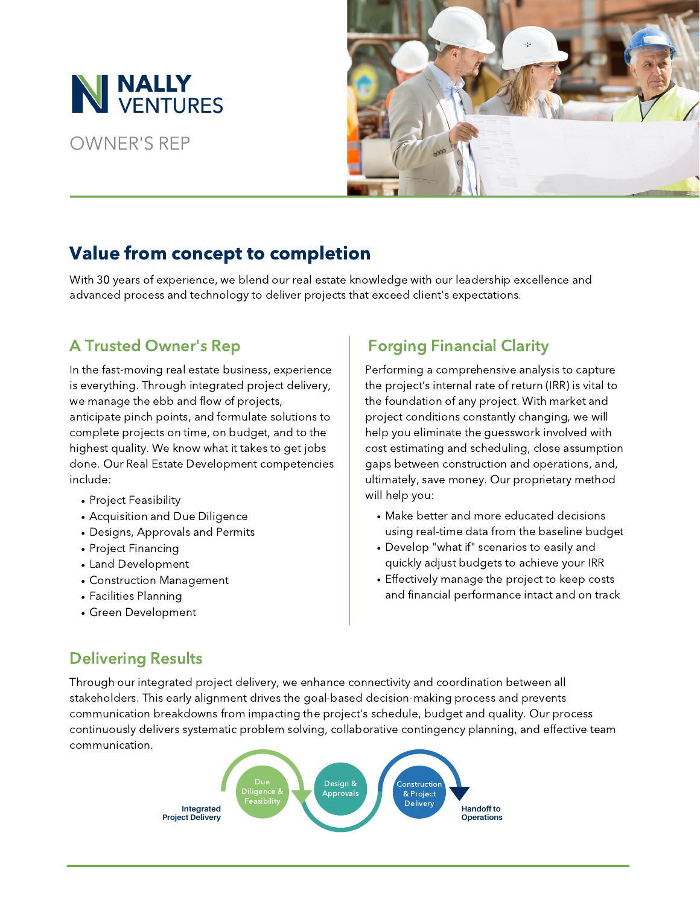# NALLY VENTURES

OWNER'S REP

## Value from concept to completion

With 30 years of experience, we blend our real estate knowledge with our leadership excellence and advanced process and technology to deliver projects that exceed client's expectations.

### A Trusted Owner's Rep

In the fast-moving real estate business, experience is everything. Through integrated project delivery, we manage the ebb and flow of projects, anticipate pinch points, and formulate solutions to complete projects on time, on budget, and to the highest quality. We know what it takes to get jobs done. Our Real Estate Development competencies include:

- Project Feasibility
- Acquisition and Due Diligence
- Designs, Approvals and Permits
- Project Financing
- Land Development
- Construction Management
- Facilities Planning
- Green Development

### Forging Financial Clarity

Performing a comprehensive analysis to capture the project's internal rate of return (IRR) is vital to the foundation of any project. With market and project conditions constantly changing, we will help you eliminate the guesswork involved with cost estimating and scheduling, close assumption gaps between construction and operations, and, ultimately, save money. Our proprietary method will help you:

- Make better and more educated decisions using real-time data from the baseline budget
- Develop "what if" scenarios to easily and quickly adjust budgets to achieve your IRR
- Effectively manage the project to keep costs and financial performance intact and on track

### Delivering Results

Through our integrated project delivery, we enhance connectivity and coordination between all stakeholders. This early alignment drives the goal-based decision-making process and prevents communication breakdowns from impacting the project's schedule, budget and quality. Our process continuously delivers systematic problem solving, collaborative contingency planning, and effective team communication.

Integrated Project Delivery → Due Diligence & Feasibility → Design & Approvals → Construction & Project Delivery → Handoff to Operations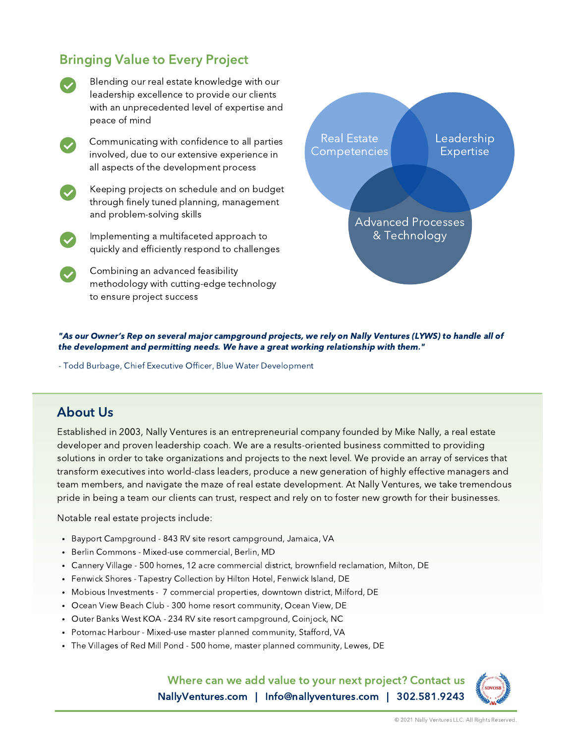## Bringing Value to Every Project

- Blending our real estate knowledge with our leadership excellence to provide our clients with an unprecedented level of expertise and peace of mind
- Communicating with confidence to all parties involved, due to our extensive experience in all aspects of the development process
- Keeping projects on schedule and on budget through finely tuned planning, management and problem-solving skills
- Implementing a multifaceted approach to quickly and efficiently respond to challenges
- Combining an advanced feasibility methodology with cutting-edge technology to ensure project success

Real Estate Competencies

Leadership Expertise

Advanced Processes & Technology

***"As our Owner's Rep on several major campground projects, we rely on Nally Ventures (LYWS) to handle all of the development and permitting needs. We have a great working relationship with them."***

- Todd Burbage, Chief Executive Officer, Blue Water Development

## About Us

Established in 2003, Nally Ventures is an entrepreneurial company founded by Mike Nally, a real estate developer and proven leadership coach. We are a results-oriented business committed to providing solutions in order to take organizations and projects to the next level. We provide an array of services that transform executives into world-class leaders, produce a new generation of highly effective managers and team members, and navigate the maze of real estate development. At Nally Ventures, we take tremendous pride in being a team our clients can trust, respect and rely on to foster new growth for their businesses.

Notable real estate projects include:

- Bayport Campground - 843 RV site resort campground, Jamaica, VA
- Berlin Commons - Mixed-use commercial, Berlin, MD
- Cannery Village - 500 homes, 12 acre commercial district, brownfield reclamation, Milton, DE
- Fenwick Shores - Tapestry Collection by Hilton Hotel, Fenwick Island, DE
- Mobious Investments - 7 commercial properties, downtown district, Milford, DE
- Ocean View Beach Club - 300 home resort community, Ocean View, DE
- Outer Banks West KOA - 234 RV site resort campground, Coinjock, NC
- Potomac Harbour - Mixed-use master planned community, Stafford, VA
- The Villages of Red Mill Pond - 500 home, master planned community, Lewes, DE

**Where can we add value to your next project? Contact us**

**NallyVentures.com | Info@nallyventures.com | 302.581.9243**

SDVOSB

© 2021 Nally Ventures LLC. All Rights Reserved.